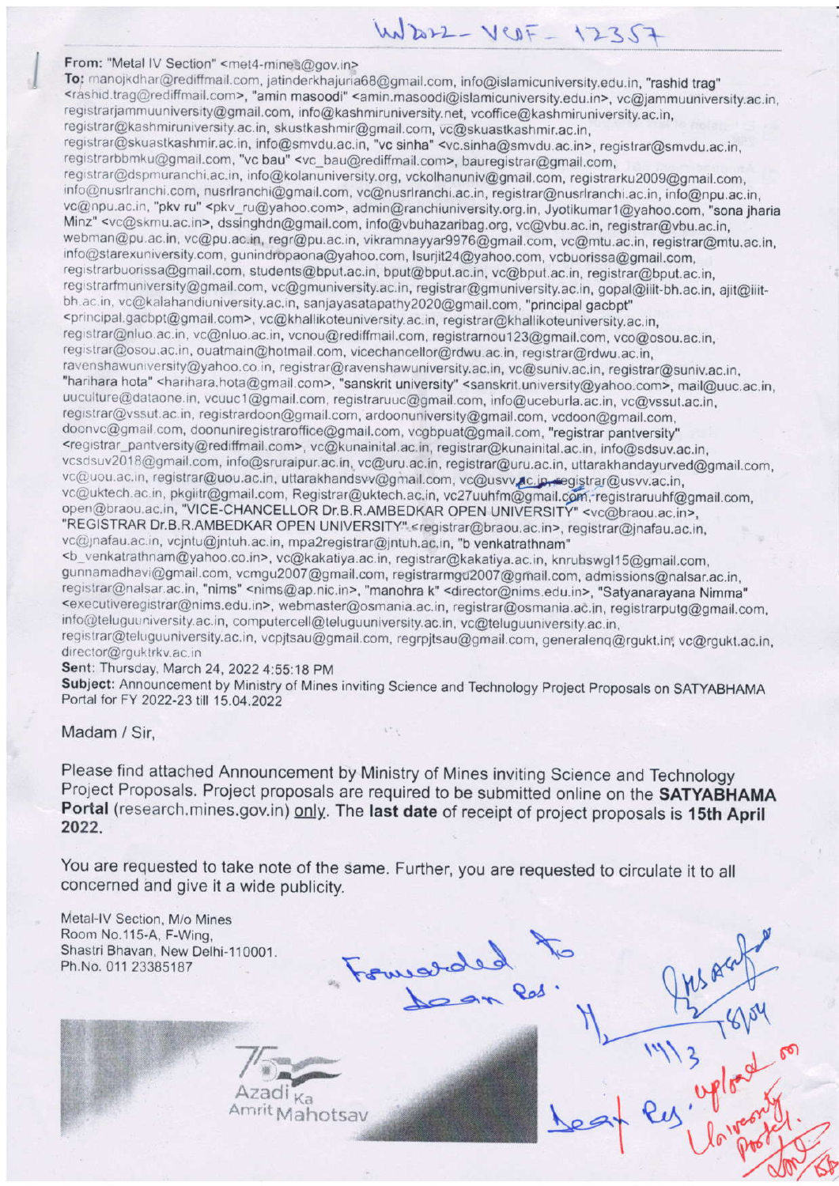WD2022-VCDF-12357

**From:** "Metal IV Section" <met4-mines@gov.in>
**To:** manojkdhar@rediffmail.com, jatinderkhajuria68@gmail.com, info@islamicuniversity.edu.in, "rashid trag" <rashid.trag@rediffmail.com>, "amin masoodi" <amin.masoodi@islamicuniversity.edu.in>, vc@jammuuniversity.ac.in, registrarjammuuniversity@gmail.com, info@kashmiruniversity.net, vcoffice@kashmiruniversity.ac.in, registrar@kashmiruniversity.ac.in, skustkashmir@gmail.com, vc@skuastkashmir.ac.in, registrar@skuastkashmir.ac.in, info@smvdu.ac.in, "vc sinha" <vc.sinha@smvdu.ac.in>, registrar@smvdu.ac.in, registrarbbmku@gmail.com, "vc bau" <vc_bau@rediffmail.com>, bauregistrar@gmail.com, registrar@dspmuranchi.ac.in, info@kolanuniversity.org, vckolhanuniv@gmail.com, registrarku2009@gmail.com, info@nusrlranchi.com, nusrlranchi@gmail.com, vc@nusrlranchi.ac.in, registrar@nusrlranchi.ac.in, info@npu.ac.in, vc@npu.ac.in, "pkv ru" <pkv_ru@yahoo.com>, admin@ranchiuniversity.org.in, Jyotikumar1@yahoo.com, "sona jharia Minz" <vc@skmu.ac.in>, dssinghdn@gmail.com, info@vbuhazaribag.org, vc@vbu.ac.in, registrar@vbu.ac.in, webman@pu.ac.in, vc@pu.ac.in, regr@pu.ac.in, vikramnayyar9976@gmail.com, vc@mtu.ac.in, registrar@mtu.ac.in, info@starexuniversity.com, gunindropaona@yahoo.com, lsurjit24@yahoo.com, vcbuorissa@gmail.com, registrarbuorissa@gmail.com, students@bput.ac.in, bput@bput.ac.in, vc@bput.ac.in, registrar@bput.ac.in, registrarfmuniversity@gmail.com, vc@gmuniversity.ac.in, registrar@gmuniversity.ac.in, gopal@iiit-bh.ac.in, ajit@iiit-bh.ac.in, vc@kalahandiuniversity.ac.in, sanjayasatapathy2020@gmail.com, "principal gacbpt" <principal.gacbpt@gmail.com>, vc@khallikoteuniversity.ac.in, registrar@khallikoteuniversity.ac.in, registrar@nluo.ac.in, vc@nluo.ac.in, vcnou@rediffmail.com, registrarnou123@gmail.com, vco@osou.ac.in, registrar@osou.ac.in, ouatmain@hotmail.com, vicechancellor@rdwu.ac.in, registrar@rdwu.ac.in, ravenshawuniversity@yahoo.co.in, registrar@ravenshawuniversity.ac.in, vc@suniv.ac.in, registrar@suniv.ac.in, "harihara hota" <harihara.hota@gmail.com>, "sanskrit university" <sanskrit.university@yahoo.com>, mail@uuc.ac.in, uuculture@dataone.in, vcuuc1@gmail.com, registraruuc@gmail.com, info@uceburla.ac.in, vc@vssut.ac.in, registrar@vssut.ac.in, registrardoon@gmail.com, ardoonuniversity@gmail.com, vcdoon@gmail.com, doonvc@gmail.com, doonuniregistraroffice@gmail.com, vcgbpuat@gmail.com, "registrar pantversity" <registrar_pantversity@rediffmail.com>, vc@kunainital.ac.in, registrar@kunainital.ac.in, info@sdsuv.ac.in, vcsdsuv2018@gmail.com, info@sruraipur.ac.in, vc@uru.ac.in, registrar@uru.ac.in, uttarakhandayurved@gmail.com, vc@uou.ac.in, registrar@uou.ac.in, uttarakhandsvv@gmail.com, vc@usvv.ac.in, registrar@usvv.ac.in, vc@uktech.ac.in, pkgiitr@gmail.com, Registrar@uktech.ac.in, vc27uuhfm@gmail.com, registraruuhf@gmail.com, open@braou.ac.in, "VICE-CHANCELLOR Dr.B.R.AMBEDKAR OPEN UNIVERSITY" <vc@braou.ac.in>, "REGISTRAR Dr.B.R.AMBEDKAR OPEN UNIVERSITY" <registrar@braou.ac.in>, registrar@jnafau.ac.in, vc@jnafau.ac.in, vcjntu@jntuh.ac.in, mpa2registrar@jntuh.ac.in, "b venkatrathnam" <b_venkatrathnam@yahoo.co.in>, vc@kakatiya.ac.in, registrar@kakatiya.ac.in, knrubswgl15@gmail.com, gunnamadhavi@gmail.com, vcmgu2007@gmail.com, registrarmgu2007@gmail.com, admissions@nalsar.ac.in, registrar@nalsar.ac.in, "nims" <nims@ap.nic.in>, "manohra k" <director@nims.edu.in>, "Satyanarayana Nimma" <executiveregistrar@nims.edu.in>, webmaster@osmania.ac.in, registrar@osmania.ac.in, registrarputg@gmail.com, info@teluguuniversity.ac.in, computercell@teluguuniversity.ac.in, vc@teluguuniversity.ac.in, registrar@teluguuniversity.ac.in, vcpjtsau@gmail.com, regrpjtsau@gmail.com, generalenq@rgukt.in, vc@rgukt.ac.in, director@rguktrkv.ac.in
**Sent:** Thursday, March 24, 2022 4:55:18 PM
**Subject:** Announcement by Ministry of Mines inviting Science and Technology Project Proposals on SATYABHAMA Portal for FY 2022-23 till 15.04.2022

Madam / Sir,

Please find attached Announcement by Ministry of Mines inviting Science and Technology Project Proposals. Project proposals are required to be submitted online on the **SATYABHAMA Portal** (research.mines.gov.in) only. The **last date** of receipt of project proposals is **15th April 2022.**

You are requested to take note of the same. Further, you are requested to circulate it to all concerned and give it a wide publicity.

Metal-IV Section, M/o Mines
Room No.115-A, F-Wing,
Shastri Bhavan, New Delhi-110001.
Ph.No. 011 23385187

Azadi Ka Amrit Mahotsav

Forwarded to Dean Res.

14/3

Dean Res. upload on University Portal. done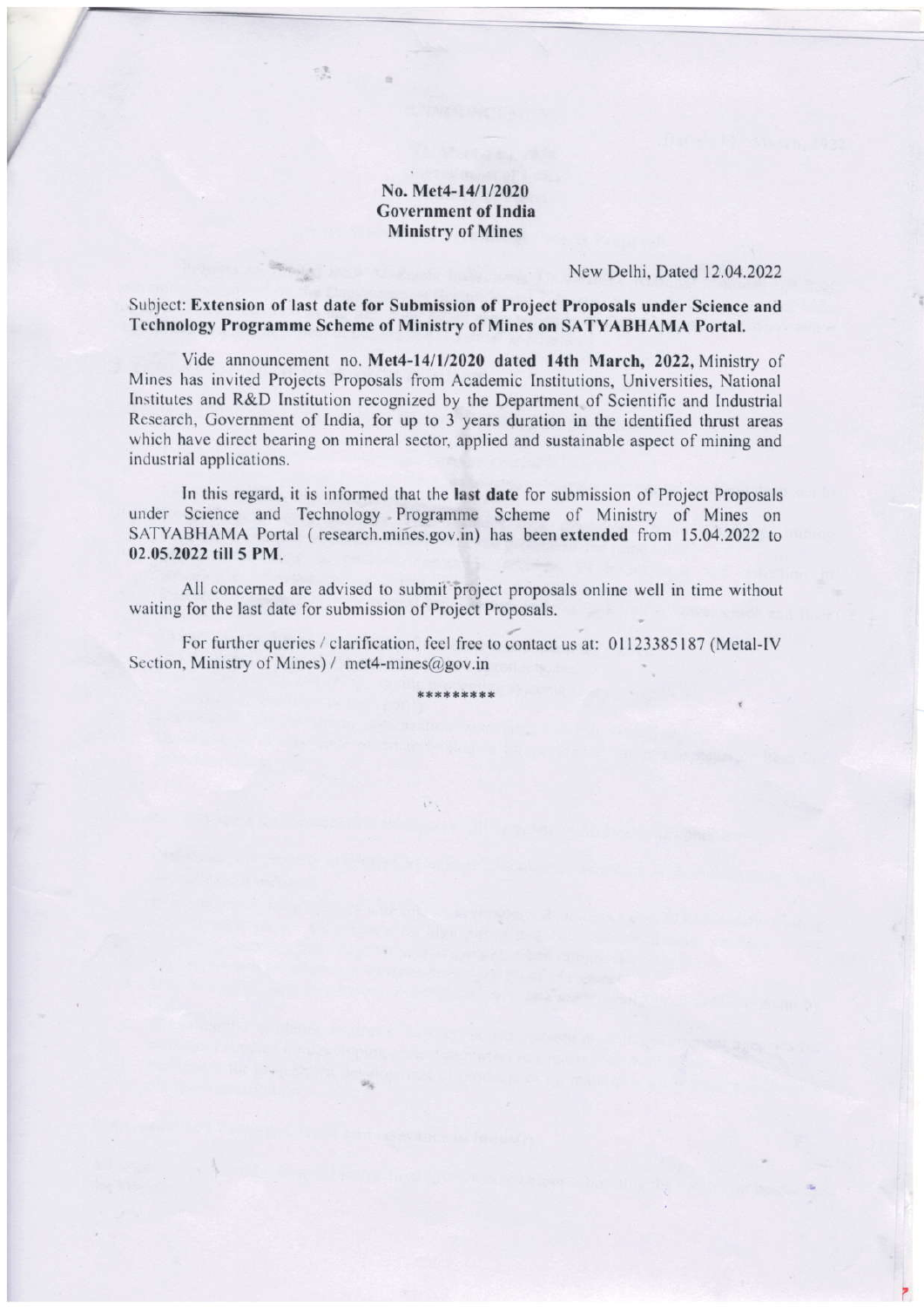**No. Met4-14/1/2020**
**Government of India**
**Ministry of Mines**

New Delhi, Dated 12.04.2022

Subject: **Extension of last date for Submission of Project Proposals under Science and Technology Programme Scheme of Ministry of Mines on SATYABHAMA Portal.**

Vide announcement no. **Met4-14/1/2020 dated 14th March, 2022,** Ministry of Mines has invited Projects Proposals from Academic Institutions, Universities, National Institutes and R&D Institution recognized by the Department of Scientific and Industrial Research, Government of India, for up to 3 years duration in the identified thrust areas which have direct bearing on mineral sector, applied and sustainable aspect of mining and industrial applications.

In this regard, it is informed that the **last date** for submission of Project Proposals under Science and Technology Programme Scheme of Ministry of Mines on SATYABHAMA Portal ( research.mines.gov.in) has been **extended** from 15.04.2022 to **02.05.2022 till 5 PM**.

All concerned are advised to submit project proposals online well in time without waiting for the last date for submission of Project Proposals.

For further queries / clarification, feel free to contact us at: 01123385187 (Metal-IV Section, Ministry of Mines) / met4-mines@gov.in

*********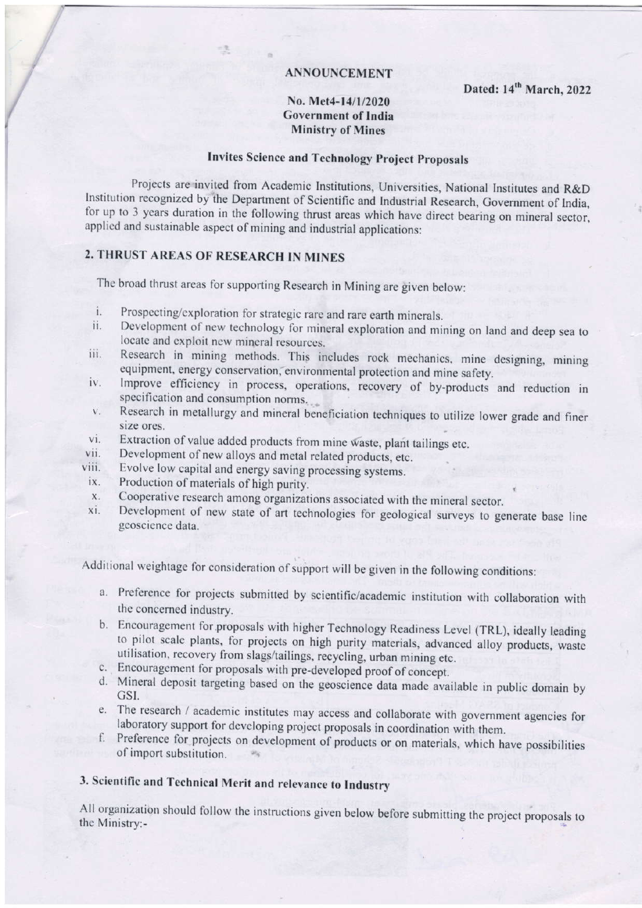**ANNOUNCEMENT**

Dated: 14th March, 2022

**No. Met4-14/1/2020**
**Government of India**
**Ministry of Mines**

**Invites Science and Technology Project Proposals**

Projects are invited from Academic Institutions, Universities, National Institutes and R&D Institution recognized by the Department of Scientific and Industrial Research, Government of India, for up to 3 years duration in the following thrust areas which have direct bearing on mineral sector, applied and sustainable aspect of mining and industrial applications:

## 2. THRUST AREAS OF RESEARCH IN MINES

The broad thrust areas for supporting Research in Mining are given below:

- i. Prospecting/exploration for strategic rare and rare earth minerals.
- ii. Development of new technology for mineral exploration and mining on land and deep sea to locate and exploit new mineral resources.
- iii. Research in mining methods. This includes rock mechanics, mine designing, mining equipment, energy conservation, environmental protection and mine safety.
- iv. Improve efficiency in process, operations, recovery of by-products and reduction in specification and consumption norms.
- v. Research in metallurgy and mineral beneficiation techniques to utilize lower grade and finer size ores.
- vi. Extraction of value added products from mine waste, plant tailings etc.
- vii. Development of new alloys and metal related products, etc.
- viii. Evolve low capital and energy saving processing systems.
- ix. Production of materials of high purity.
- x. Cooperative research among organizations associated with the mineral sector.
- xi. Development of new state of art technologies for geological surveys to generate base line geoscience data.

Additional weightage for consideration of support will be given in the following conditions:

- a. Preference for projects submitted by scientific/academic institution with collaboration with the concerned industry.
- b. Encouragement for proposals with higher Technology Readiness Level (TRL), ideally leading to pilot scale plants, for projects on high purity materials, advanced alloy products, waste utilisation, recovery from slags/tailings, recycling, urban mining etc.
- c. Encouragement for proposals with pre-developed proof of concept.
- d. Mineral deposit targeting based on the geoscience data made available in public domain by GSI.
- e. The research / academic institutes may access and collaborate with government agencies for laboratory support for developing project proposals in coordination with them.
- f. Preference for projects on development of products or on materials, which have possibilities of import substitution.

## 3. Scientific and Technical Merit and relevance to Industry

All organization should follow the instructions given below before submitting the project proposals to the Ministry:-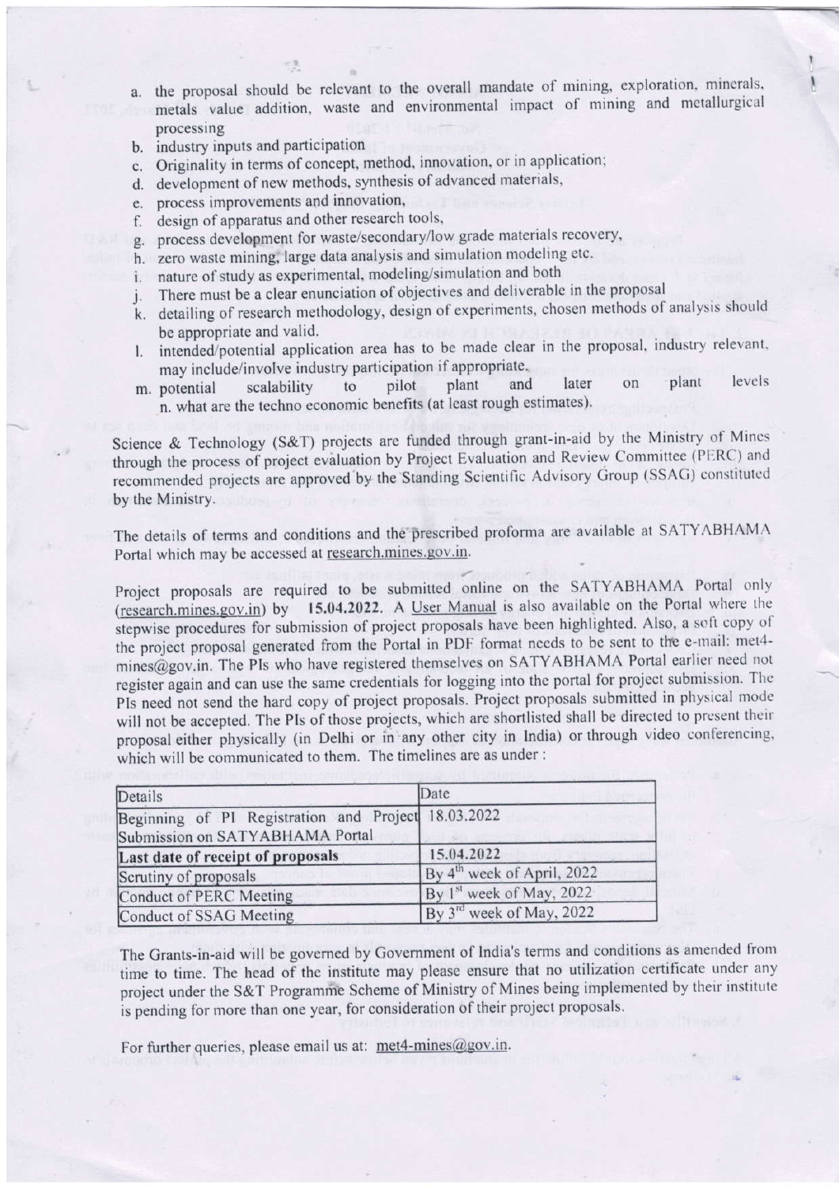a. the proposal should be relevant to the overall mandate of mining, exploration, minerals, metals value addition, waste and environmental impact of mining and metallurgical processing
b. industry inputs and participation
c. Originality in terms of concept, method, innovation, or in application;
d. development of new methods, synthesis of advanced materials,
e. process improvements and innovation,
f. design of apparatus and other research tools,
g. process development for waste/secondary/low grade materials recovery,
h. zero waste mining, large data analysis and simulation modeling etc.
i. nature of study as experimental, modeling/simulation and both
j. There must be a clear enunciation of objectives and deliverable in the proposal
k. detailing of research methodology, design of experiments, chosen methods of analysis should be appropriate and valid.
l. intended/potential application area has to be made clear in the proposal, industry relevant, may include/involve industry participation if appropriate.
m. potential scalability to pilot plant and later on plant levels
n. what are the techno economic benefits (at least rough estimates).

Science & Technology (S&T) projects are funded through grant-in-aid by the Ministry of Mines through the process of project evaluation by Project Evaluation and Review Committee (PERC) and recommended projects are approved by the Standing Scientific Advisory Group (SSAG) constituted by the Ministry.

The details of terms and conditions and the prescribed proforma are available at SATYABHAMA Portal which may be accessed at research.mines.gov.in.

Project proposals are required to be submitted online on the SATYABHAMA Portal only (research.mines.gov.in) by **15.04.2022**. A User Manual is also available on the Portal where the stepwise procedures for submission of project proposals have been highlighted. Also, a soft copy of the project proposal generated from the Portal in PDF format needs to be sent to the e-mail: met4-mines@gov.in. The PIs who have registered themselves on SATYABHAMA Portal earlier need not register again and can use the same credentials for logging into the portal for project submission. The PIs need not send the hard copy of project proposals. Project proposals submitted in physical mode will not be accepted. The PIs of those projects, which are shortlisted shall be directed to present their proposal either physically (in Delhi or in any other city in India) or through video conferencing, which will be communicated to them. The timelines are as under :

| Details | Date |
|---|---|
| Beginning of PI Registration and Project Submission on SATYABHAMA Portal | 18.03.2022 |
| **Last date of receipt of proposals** | 15.04.2022 |
| Scrutiny of proposals | By 4th week of April, 2022 |
| Conduct of PERC Meeting | By 1st week of May, 2022 |
| Conduct of SSAG Meeting | By 3rd week of May, 2022 |

The Grants-in-aid will be governed by Government of India's terms and conditions as amended from time to time. The head of the institute may please ensure that no utilization certificate under any project under the S&T Programme Scheme of Ministry of Mines being implemented by their institute is pending for more than one year, for consideration of their project proposals.

For further queries, please email us at: met4-mines@gov.in.